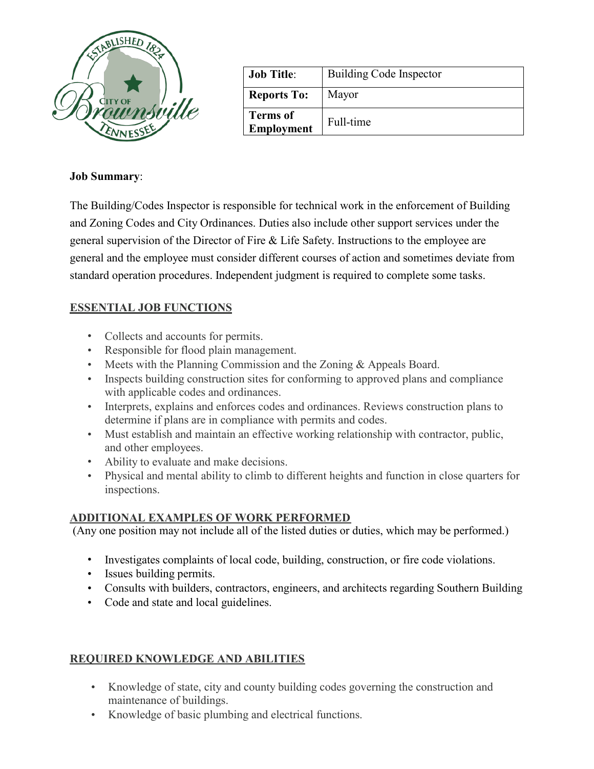| Job Title: | Building Code Inspector |
| --- | --- |
| Reports To: | Mayor |
| Terms of Employment | Full-time |

**Job Summary**:

The Building/Codes Inspector is responsible for technical work in the enforcement of Building and Zoning Codes and City Ordinances. Duties also include other support services under the general supervision of the Director of Fire & Life Safety. Instructions to the employee are general and the employee must consider different courses of action and sometimes deviate from standard operation procedures. Independent judgment is required to complete some tasks.

## ESSENTIAL JOB FUNCTIONS

- Collects and accounts for permits.
- Responsible for flood plain management.
- Meets with the Planning Commission and the Zoning & Appeals Board.
- Inspects building construction sites for conforming to approved plans and compliance with applicable codes and ordinances.
- Interprets, explains and enforces codes and ordinances. Reviews construction plans to determine if plans are in compliance with permits and codes.
- Must establish and maintain an effective working relationship with contractor, public, and other employees.
- Ability to evaluate and make decisions.
- Physical and mental ability to climb to different heights and function in close quarters for inspections.

## ADDITIONAL EXAMPLES OF WORK PERFORMED

(Any one position may not include all of the listed duties or duties, which may be performed.)

- Investigates complaints of local code, building, construction, or fire code violations.
- Issues building permits.
- Consults with builders, contractors, engineers, and architects regarding Southern Building
- Code and state and local guidelines.

## REQUIRED KNOWLEDGE AND ABILITIES

- Knowledge of state, city and county building codes governing the construction and maintenance of buildings.
- Knowledge of basic plumbing and electrical functions.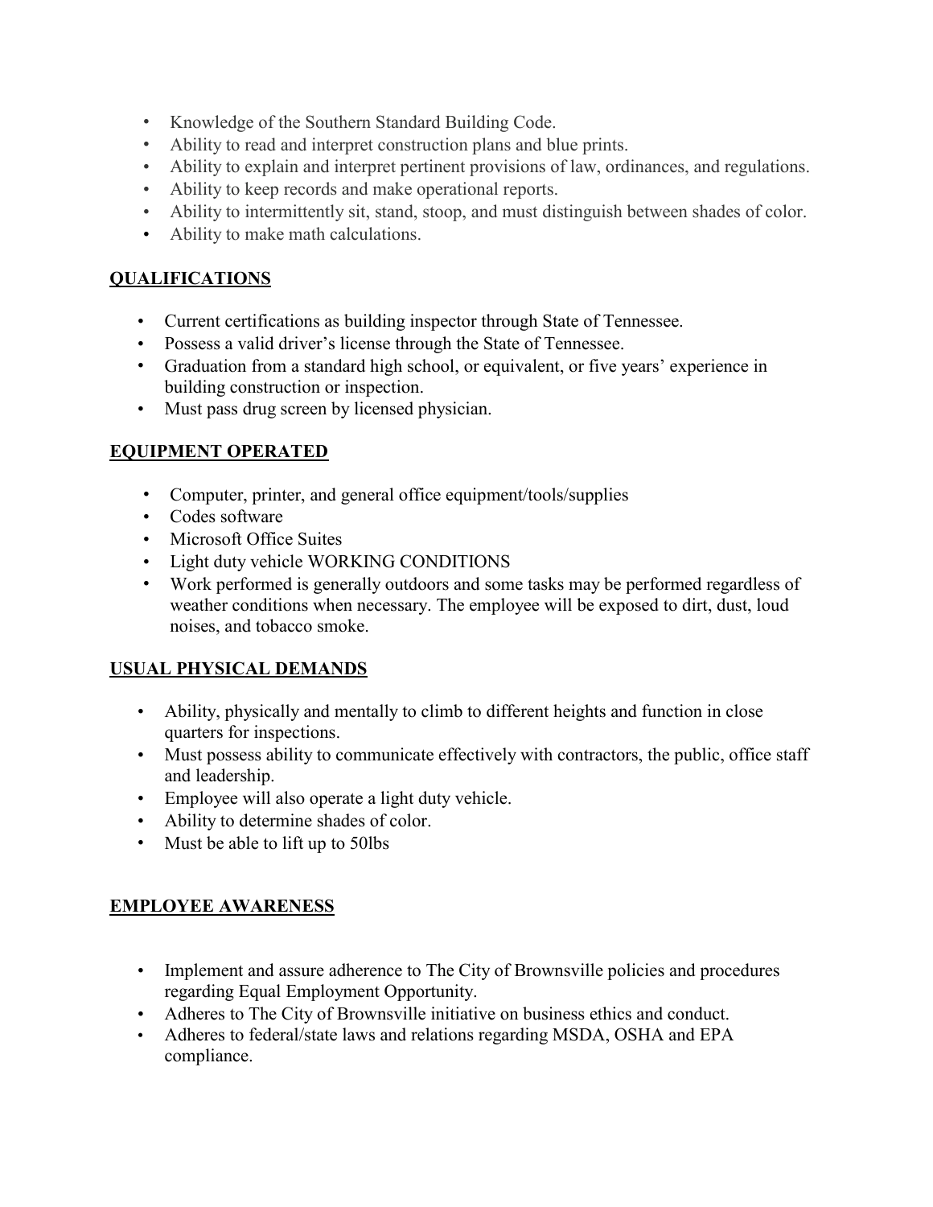- Knowledge of the Southern Standard Building Code.
- Ability to read and interpret construction plans and blue prints.
- Ability to explain and interpret pertinent provisions of law, ordinances, and regulations.
- Ability to keep records and make operational reports.
- Ability to intermittently sit, stand, stoop, and must distinguish between shades of color.
- Ability to make math calculations.

## QUALIFICATIONS

- Current certifications as building inspector through State of Tennessee.
- Possess a valid driver's license through the State of Tennessee.
- Graduation from a standard high school, or equivalent, or five years' experience in building construction or inspection.
- Must pass drug screen by licensed physician.

## EQUIPMENT OPERATED

- Computer, printer, and general office equipment/tools/supplies
- Codes software
- Microsoft Office Suites
- Light duty vehicle WORKING CONDITIONS
- Work performed is generally outdoors and some tasks may be performed regardless of weather conditions when necessary. The employee will be exposed to dirt, dust, loud noises, and tobacco smoke.

## USUAL PHYSICAL DEMANDS

- Ability, physically and mentally to climb to different heights and function in close quarters for inspections.
- Must possess ability to communicate effectively with contractors, the public, office staff and leadership.
- Employee will also operate a light duty vehicle.
- Ability to determine shades of color.
- Must be able to lift up to 50lbs

## EMPLOYEE AWARENESS

- Implement and assure adherence to The City of Brownsville policies and procedures regarding Equal Employment Opportunity.
- Adheres to The City of Brownsville initiative on business ethics and conduct.
- Adheres to federal/state laws and relations regarding MSDA, OSHA and EPA compliance.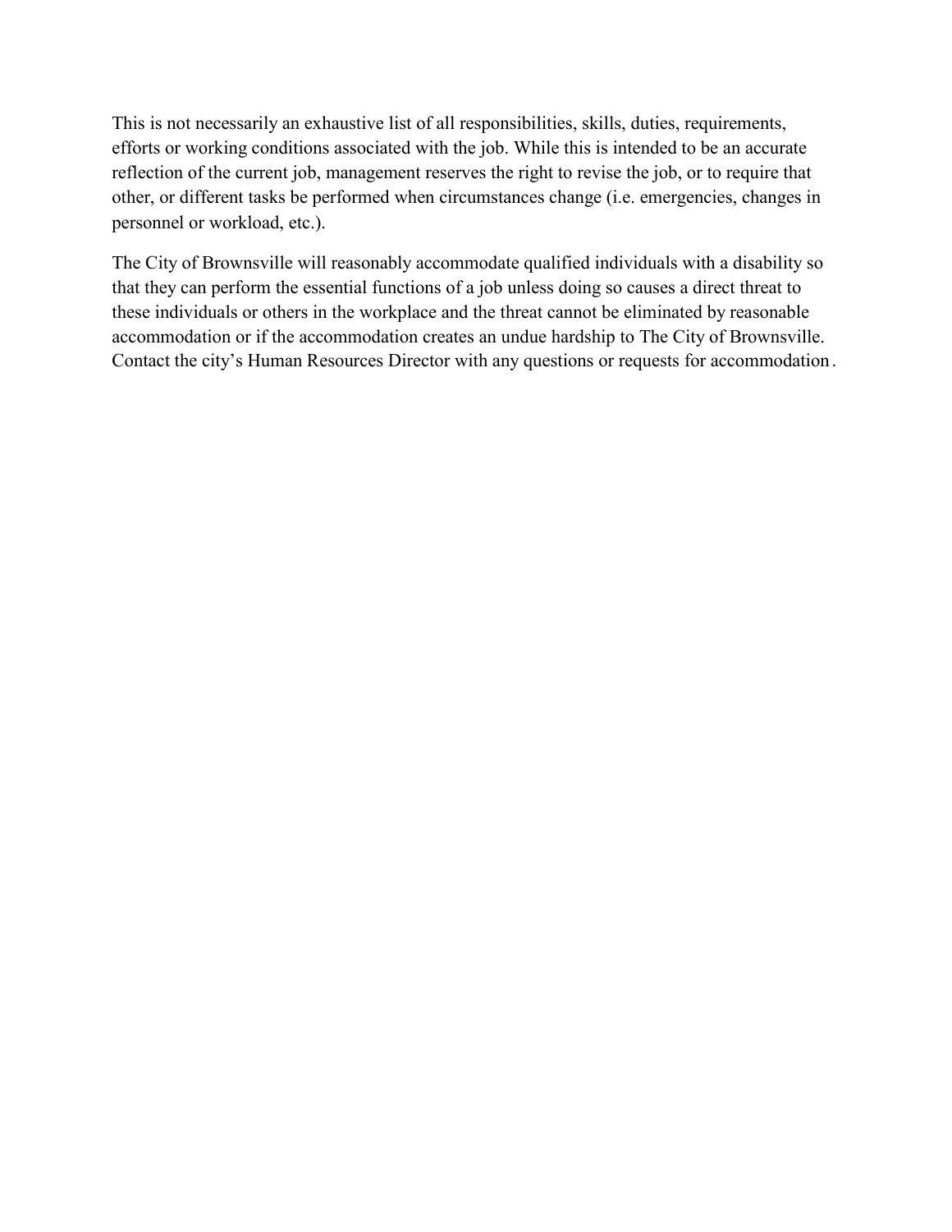This is not necessarily an exhaustive list of all responsibilities, skills, duties, requirements, efforts or working conditions associated with the job. While this is intended to be an accurate reflection of the current job, management reserves the right to revise the job, or to require that other, or different tasks be performed when circumstances change (i.e. emergencies, changes in personnel or workload, etc.).

The City of Brownsville will reasonably accommodate qualified individuals with a disability so that they can perform the essential functions of a job unless doing so causes a direct threat to these individuals or others in the workplace and the threat cannot be eliminated by reasonable accommodation or if the accommodation creates an undue hardship to The City of Brownsville. Contact the city's Human Resources Director with any questions or requests for accommodation.